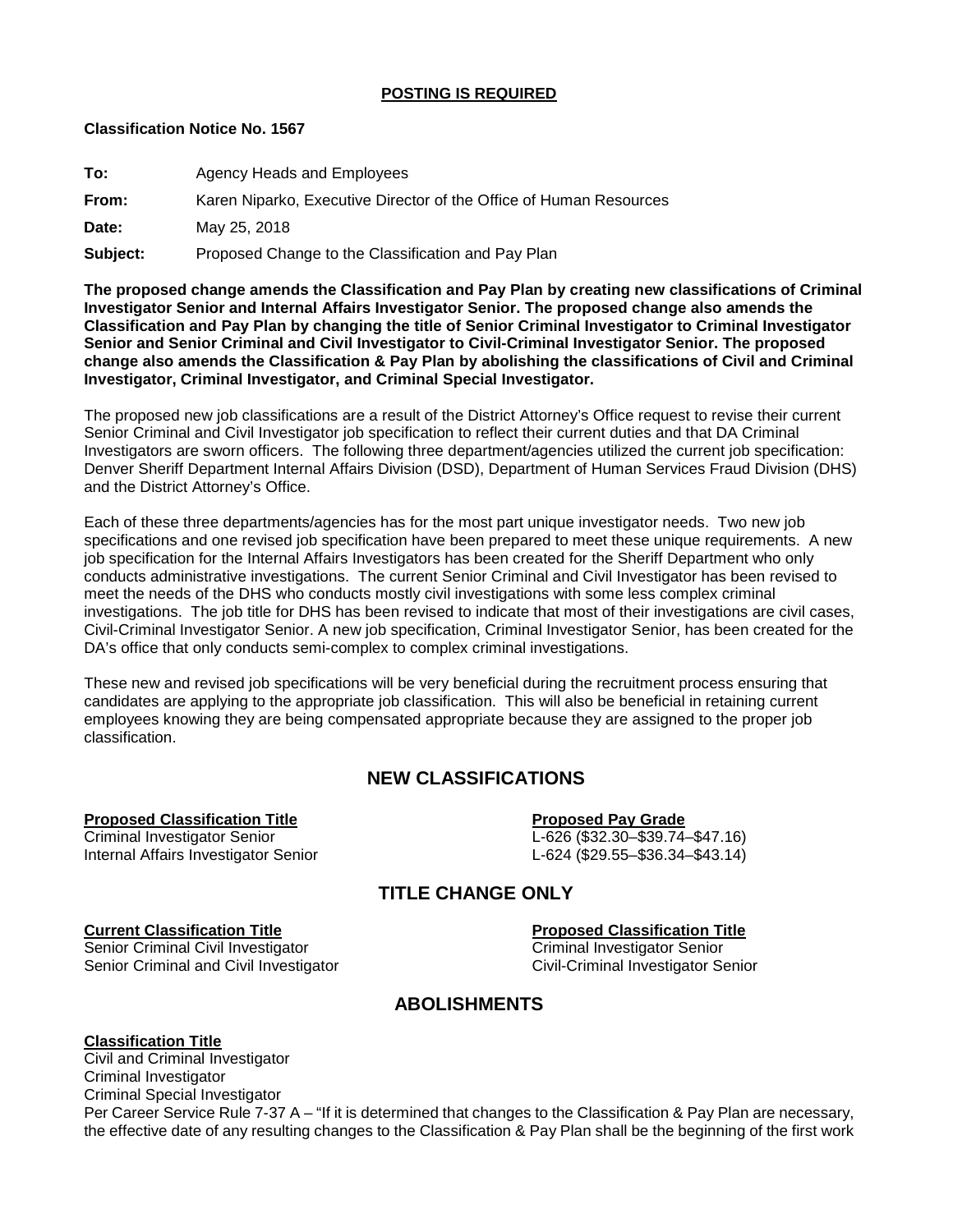**POSTING IS REQUIRED**

**Classification Notice No. 1567**

**To:** Agency Heads and Employees

**From:** Karen Niparko, Executive Director of the Office of Human Resources

**Date:** May 25, 2018

**Subject:** Proposed Change to the Classification and Pay Plan

**The proposed change amends the Classification and Pay Plan by creating new classifications of Criminal Investigator Senior and Internal Affairs Investigator Senior. The proposed change also amends the Classification and Pay Plan by changing the title of Senior Criminal Investigator to Criminal Investigator Senior and Senior Criminal and Civil Investigator to Civil-Criminal Investigator Senior. The proposed change also amends the Classification & Pay Plan by abolishing the classifications of Civil and Criminal Investigator, Criminal Investigator, and Criminal Special Investigator.**

The proposed new job classifications are a result of the District Attorney's Office request to revise their current Senior Criminal and Civil Investigator job specification to reflect their current duties and that DA Criminal Investigators are sworn officers. The following three department/agencies utilized the current job specification: Denver Sheriff Department Internal Affairs Division (DSD), Department of Human Services Fraud Division (DHS) and the District Attorney's Office.

Each of these three departments/agencies has for the most part unique investigator needs. Two new job specifications and one revised job specification have been prepared to meet these unique requirements. A new job specification for the Internal Affairs Investigators has been created for the Sheriff Department who only conducts administrative investigations. The current Senior Criminal and Civil Investigator has been revised to meet the needs of the DHS who conducts mostly civil investigations with some less complex criminal investigations. The job title for DHS has been revised to indicate that most of their investigations are civil cases, Civil-Criminal Investigator Senior. A new job specification, Criminal Investigator Senior, has been created for the DA's office that only conducts semi-complex to complex criminal investigations.

These new and revised job specifications will be very beneficial during the recruitment process ensuring that candidates are applying to the appropriate job classification. This will also be beneficial in retaining current employees knowing they are being compensated appropriate because they are assigned to the proper job classification.

## NEW CLASSIFICATIONS

| Proposed Classification Title | Proposed Pay Grade |
|---|---|
| Criminal Investigator Senior | L-626 ($32.30–$39.74–$47.16) |
| Internal Affairs Investigator Senior | L-624 ($29.55–$36.34–$43.14) |

## TITLE CHANGE ONLY

| Current Classification Title | Proposed Classification Title |
|---|---|
| Senior Criminal Civil Investigator | Criminal Investigator Senior |
| Senior Criminal and Civil Investigator | Civil-Criminal Investigator Senior |

## ABOLISHMENTS

**Classification Title**

Civil and Criminal Investigator
Criminal Investigator
Criminal Special Investigator

Per Career Service Rule 7-37 A – "If it is determined that changes to the Classification & Pay Plan are necessary, the effective date of any resulting changes to the Classification & Pay Plan shall be the beginning of the first work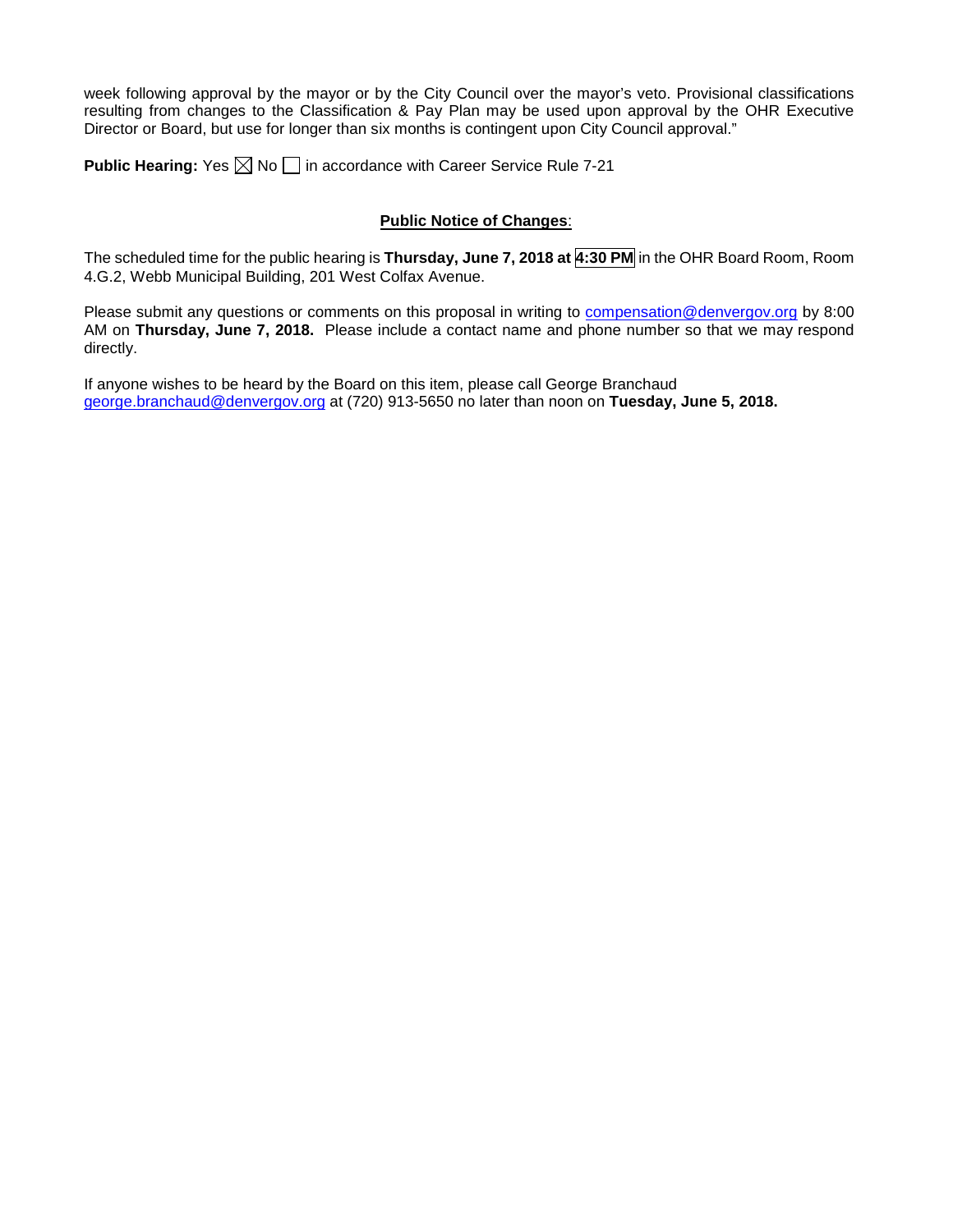week following approval by the mayor or by the City Council over the mayor's veto. Provisional classifications resulting from changes to the Classification & Pay Plan may be used upon approval by the OHR Executive Director or Board, but use for longer than six months is contingent upon City Council approval."

**Public Hearing:** Yes ☒ No ☐ in accordance with Career Service Rule 7-21

**Public Notice of Changes**:

The scheduled time for the public hearing is **Thursday, June 7, 2018 at 4:30 PM** in the OHR Board Room, Room 4.G.2, Webb Municipal Building, 201 West Colfax Avenue.

Please submit any questions or comments on this proposal in writing to compensation@denvergov.org by 8:00 AM on **Thursday, June 7, 2018.** Please include a contact name and phone number so that we may respond directly.

If anyone wishes to be heard by the Board on this item, please call George Branchaud george.branchaud@denvergov.org at (720) 913-5650 no later than noon on **Tuesday, June 5, 2018.**